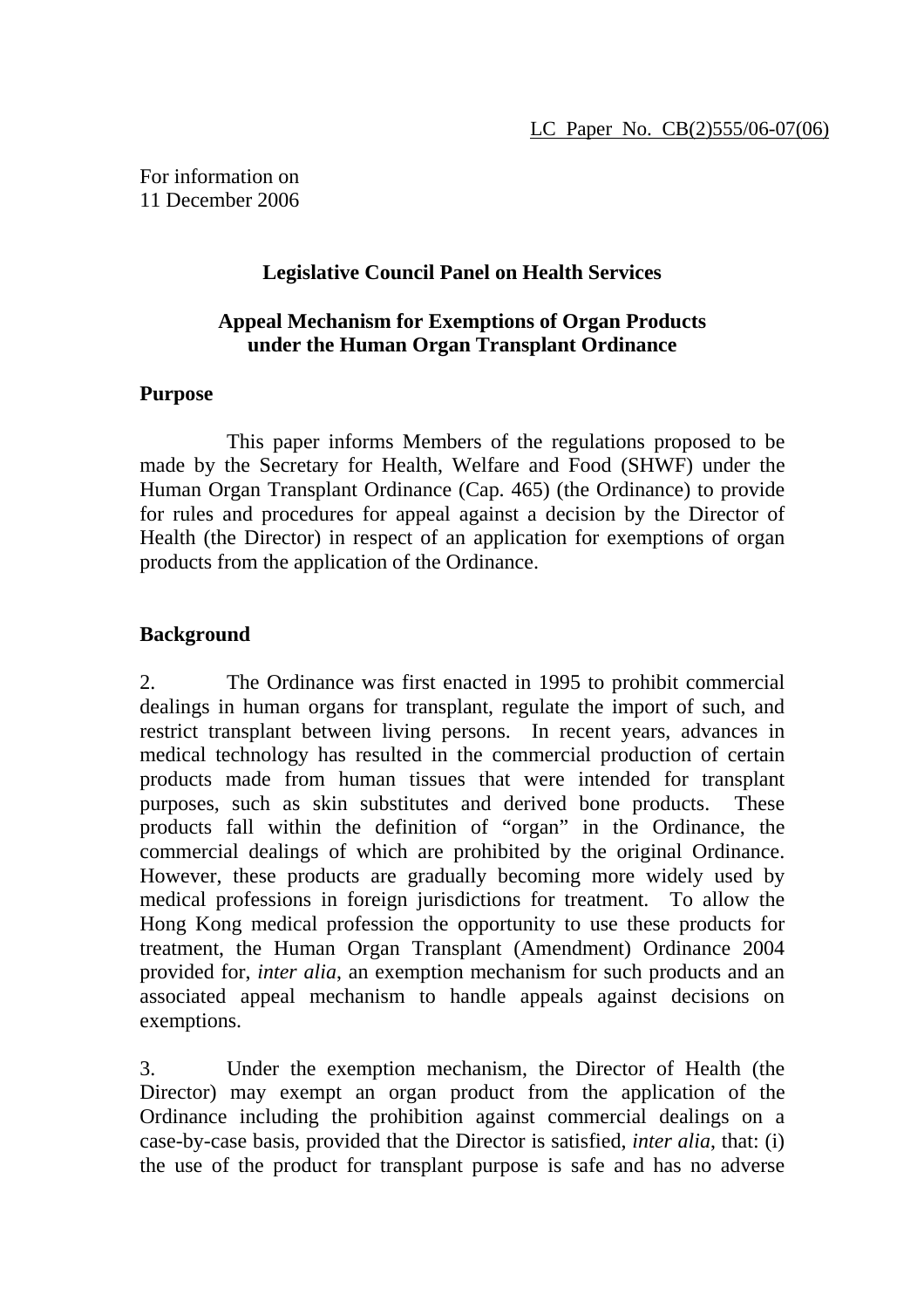LC Paper No. CB(2)555/06-07(06)

For information on
11 December 2006

## Legislative Council Panel on Health Services

## Appeal Mechanism for Exemptions of Organ Products under the Human Organ Transplant Ordinance

### Purpose

This paper informs Members of the regulations proposed to be made by the Secretary for Health, Welfare and Food (SHWF) under the Human Organ Transplant Ordinance (Cap. 465) (the Ordinance) to provide for rules and procedures for appeal against a decision by the Director of Health (the Director) in respect of an application for exemptions of organ products from the application of the Ordinance.

### Background

2. The Ordinance was first enacted in 1995 to prohibit commercial dealings in human organs for transplant, regulate the import of such, and restrict transplant between living persons. In recent years, advances in medical technology has resulted in the commercial production of certain products made from human tissues that were intended for transplant purposes, such as skin substitutes and derived bone products. These products fall within the definition of "organ" in the Ordinance, the commercial dealings of which are prohibited by the original Ordinance. However, these products are gradually becoming more widely used by medical professions in foreign jurisdictions for treatment. To allow the Hong Kong medical profession the opportunity to use these products for treatment, the Human Organ Transplant (Amendment) Ordinance 2004 provided for, *inter alia*, an exemption mechanism for such products and an associated appeal mechanism to handle appeals against decisions on exemptions.

3. Under the exemption mechanism, the Director of Health (the Director) may exempt an organ product from the application of the Ordinance including the prohibition against commercial dealings on a case-by-case basis, provided that the Director is satisfied, *inter alia*, that: (i) the use of the product for transplant purpose is safe and has no adverse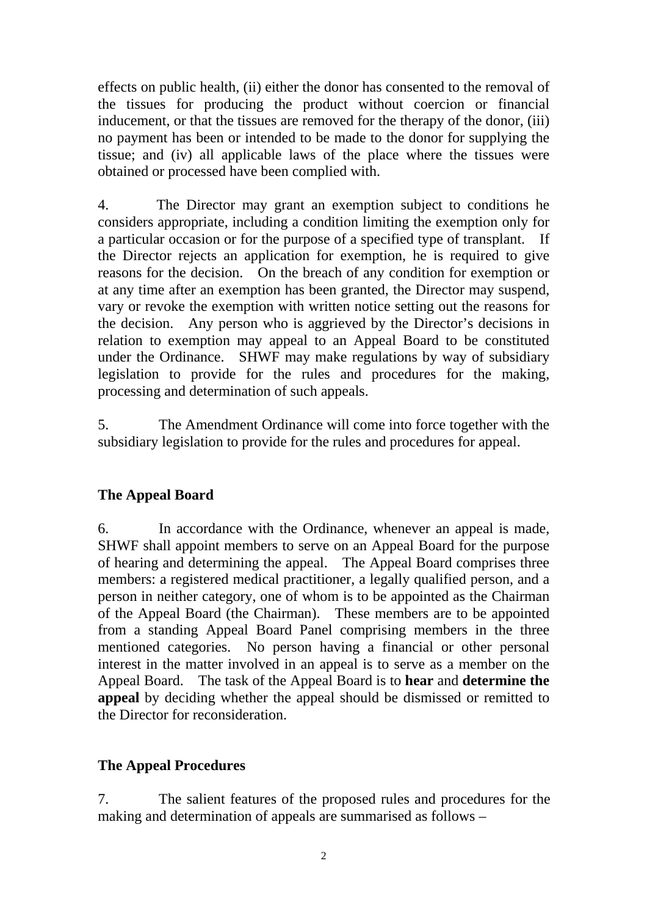effects on public health, (ii) either the donor has consented to the removal of the tissues for producing the product without coercion or financial inducement, or that the tissues are removed for the therapy of the donor, (iii) no payment has been or intended to be made to the donor for supplying the tissue; and (iv) all applicable laws of the place where the tissues were obtained or processed have been complied with.

4. The Director may grant an exemption subject to conditions he considers appropriate, including a condition limiting the exemption only for a particular occasion or for the purpose of a specified type of transplant. If the Director rejects an application for exemption, he is required to give reasons for the decision. On the breach of any condition for exemption or at any time after an exemption has been granted, the Director may suspend, vary or revoke the exemption with written notice setting out the reasons for the decision. Any person who is aggrieved by the Director's decisions in relation to exemption may appeal to an Appeal Board to be constituted under the Ordinance. SHWF may make regulations by way of subsidiary legislation to provide for the rules and procedures for the making, processing and determination of such appeals.

5. The Amendment Ordinance will come into force together with the subsidiary legislation to provide for the rules and procedures for appeal.

**The Appeal Board**

6. In accordance with the Ordinance, whenever an appeal is made, SHWF shall appoint members to serve on an Appeal Board for the purpose of hearing and determining the appeal. The Appeal Board comprises three members: a registered medical practitioner, a legally qualified person, and a person in neither category, one of whom is to be appointed as the Chairman of the Appeal Board (the Chairman). These members are to be appointed from a standing Appeal Board Panel comprising members in the three mentioned categories. No person having a financial or other personal interest in the matter involved in an appeal is to serve as a member on the Appeal Board. The task of the Appeal Board is to **hear** and **determine the appeal** by deciding whether the appeal should be dismissed or remitted to the Director for reconsideration.

**The Appeal Procedures**

7. The salient features of the proposed rules and procedures for the making and determination of appeals are summarised as follows –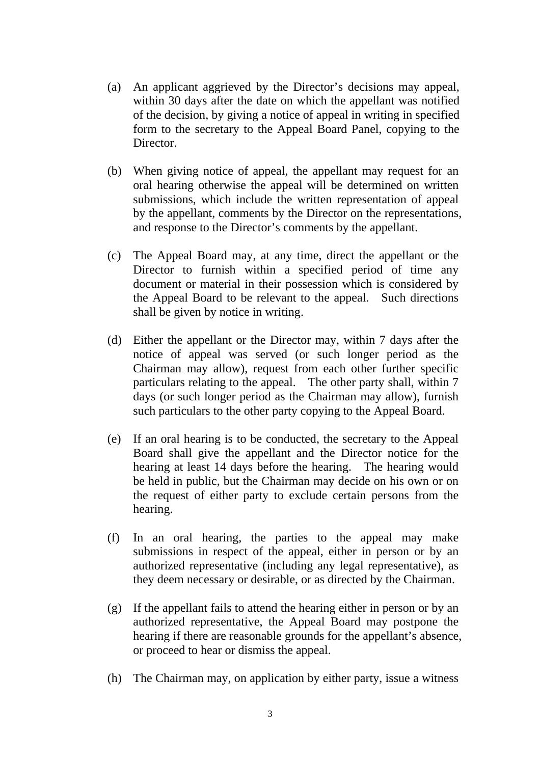(a) An applicant aggrieved by the Director's decisions may appeal, within 30 days after the date on which the appellant was notified of the decision, by giving a notice of appeal in writing in specified form to the secretary to the Appeal Board Panel, copying to the Director.

(b) When giving notice of appeal, the appellant may request for an oral hearing otherwise the appeal will be determined on written submissions, which include the written representation of appeal by the appellant, comments by the Director on the representations, and response to the Director's comments by the appellant.

(c) The Appeal Board may, at any time, direct the appellant or the Director to furnish within a specified period of time any document or material in their possession which is considered by the Appeal Board to be relevant to the appeal. Such directions shall be given by notice in writing.

(d) Either the appellant or the Director may, within 7 days after the notice of appeal was served (or such longer period as the Chairman may allow), request from each other further specific particulars relating to the appeal. The other party shall, within 7 days (or such longer period as the Chairman may allow), furnish such particulars to the other party copying to the Appeal Board.

(e) If an oral hearing is to be conducted, the secretary to the Appeal Board shall give the appellant and the Director notice for the hearing at least 14 days before the hearing. The hearing would be held in public, but the Chairman may decide on his own or on the request of either party to exclude certain persons from the hearing.

(f) In an oral hearing, the parties to the appeal may make submissions in respect of the appeal, either in person or by an authorized representative (including any legal representative), as they deem necessary or desirable, or as directed by the Chairman.

(g) If the appellant fails to attend the hearing either in person or by an authorized representative, the Appeal Board may postpone the hearing if there are reasonable grounds for the appellant's absence, or proceed to hear or dismiss the appeal.

(h) The Chairman may, on application by either party, issue a witness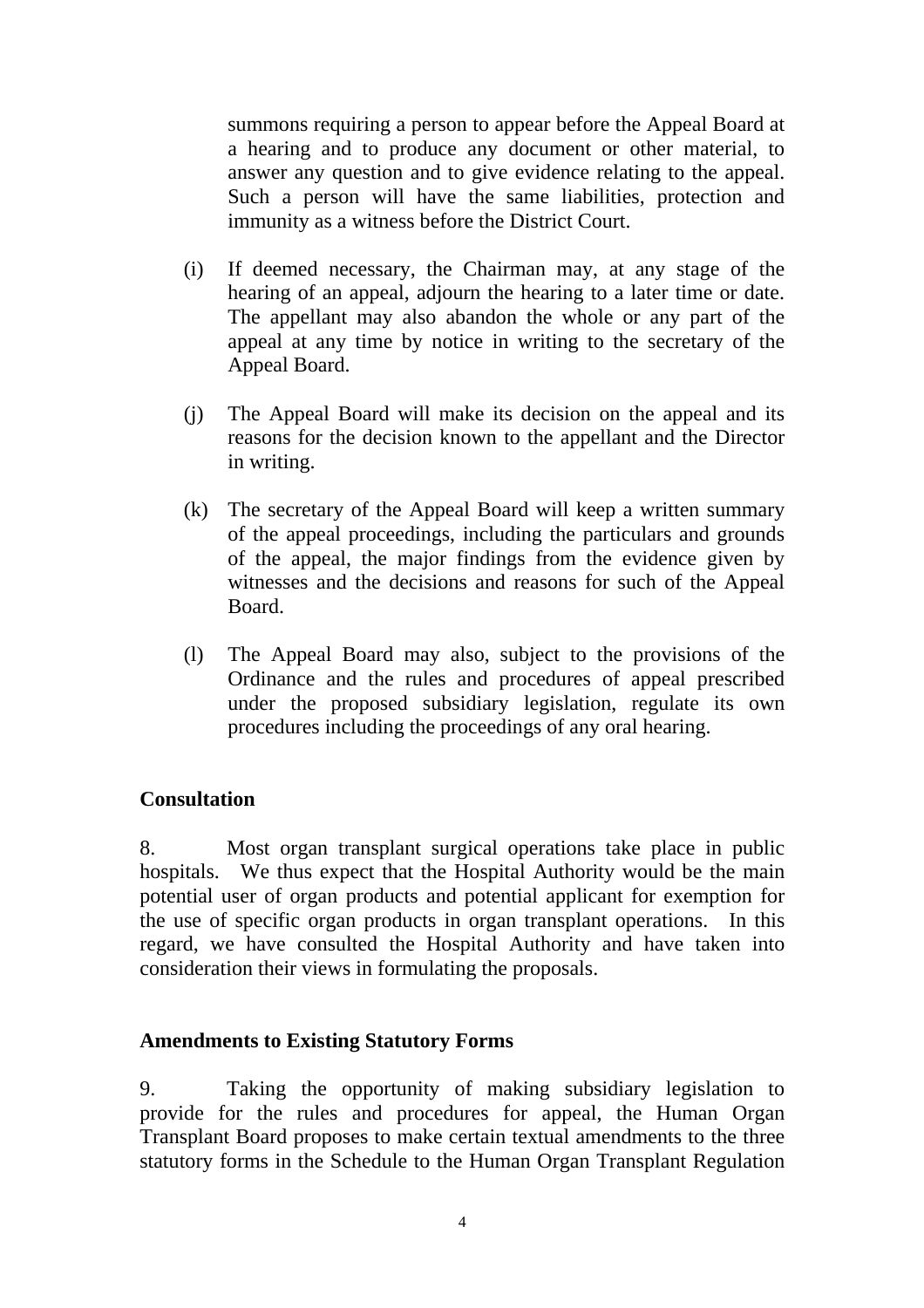summons requiring a person to appear before the Appeal Board at a hearing and to produce any document or other material, to answer any question and to give evidence relating to the appeal. Such a person will have the same liabilities, protection and immunity as a witness before the District Court.

(i) If deemed necessary, the Chairman may, at any stage of the hearing of an appeal, adjourn the hearing to a later time or date. The appellant may also abandon the whole or any part of the appeal at any time by notice in writing to the secretary of the Appeal Board.

(j) The Appeal Board will make its decision on the appeal and its reasons for the decision known to the appellant and the Director in writing.

(k) The secretary of the Appeal Board will keep a written summary of the appeal proceedings, including the particulars and grounds of the appeal, the major findings from the evidence given by witnesses and the decisions and reasons for such of the Appeal Board.

(l) The Appeal Board may also, subject to the provisions of the Ordinance and the rules and procedures of appeal prescribed under the proposed subsidiary legislation, regulate its own procedures including the proceedings of any oral hearing.

**Consultation**

8. Most organ transplant surgical operations take place in public hospitals. We thus expect that the Hospital Authority would be the main potential user of organ products and potential applicant for exemption for the use of specific organ products in organ transplant operations. In this regard, we have consulted the Hospital Authority and have taken into consideration their views in formulating the proposals.

**Amendments to Existing Statutory Forms**

9. Taking the opportunity of making subsidiary legislation to provide for the rules and procedures for appeal, the Human Organ Transplant Board proposes to make certain textual amendments to the three statutory forms in the Schedule to the Human Organ Transplant Regulation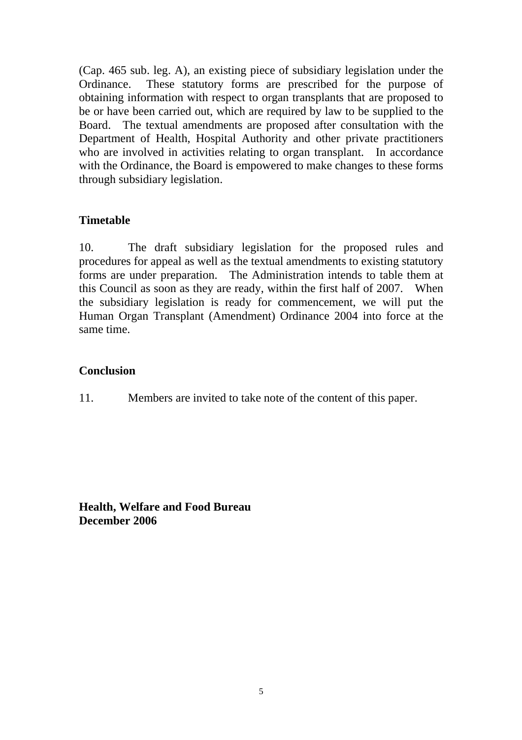(Cap. 465 sub. leg. A), an existing piece of subsidiary legislation under the Ordinance. These statutory forms are prescribed for the purpose of obtaining information with respect to organ transplants that are proposed to be or have been carried out, which are required by law to be supplied to the Board. The textual amendments are proposed after consultation with the Department of Health, Hospital Authority and other private practitioners who are involved in activities relating to organ transplant. In accordance with the Ordinance, the Board is empowered to make changes to these forms through subsidiary legislation.

**Timetable**

10. The draft subsidiary legislation for the proposed rules and procedures for appeal as well as the textual amendments to existing statutory forms are under preparation. The Administration intends to table them at this Council as soon as they are ready, within the first half of 2007. When the subsidiary legislation is ready for commencement, we will put the Human Organ Transplant (Amendment) Ordinance 2004 into force at the same time.

**Conclusion**

11. Members are invited to take note of the content of this paper.

**Health, Welfare and Food Bureau**
**December 2006**